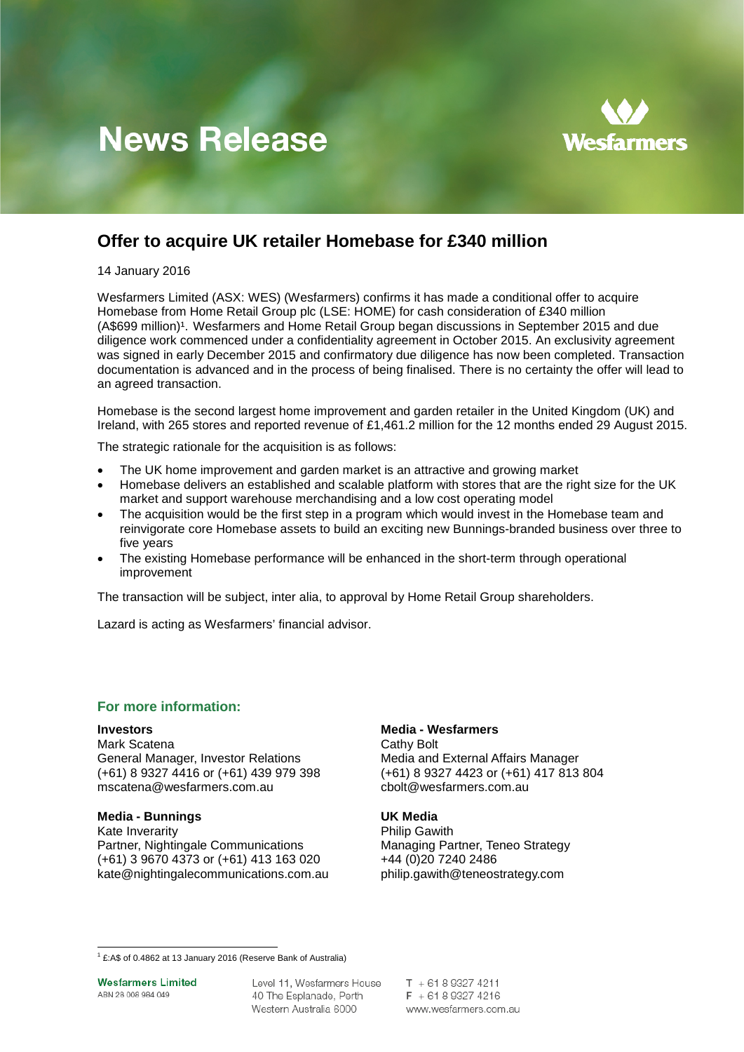# News Release

Wesfarmers

## Offer to acquire UK retailer Homebase for £340 million

14 January 2016

Wesfarmers Limited (ASX: WES) (Wesfarmers) confirms it has made a conditional offer to acquire Homebase from Home Retail Group plc (LSE: HOME) for cash consideration of £340 million (A$699 million)[1]. Wesfarmers and Home Retail Group began discussions in September 2015 and due diligence work commenced under a confidentiality agreement in October 2015. An exclusivity agreement was signed in early December 2015 and confirmatory due diligence has now been completed. Transaction documentation is advanced and in the process of being finalised. There is no certainty the offer will lead to an agreed transaction.

Homebase is the second largest home improvement and garden retailer in the United Kingdom (UK) and Ireland, with 265 stores and reported revenue of £1,461.2 million for the 12 months ended 29 August 2015.

The strategic rationale for the acquisition is as follows:

- The UK home improvement and garden market is an attractive and growing market
- Homebase delivers an established and scalable platform with stores that are the right size for the UK market and support warehouse merchandising and a low cost operating model
- The acquisition would be the first step in a program which would invest in the Homebase team and reinvigorate core Homebase assets to build an exciting new Bunnings-branded business over three to five years
- The existing Homebase performance will be enhanced in the short-term through operational improvement

The transaction will be subject, inter alia, to approval by Home Retail Group shareholders.

Lazard is acting as Wesfarmers' financial advisor.

### For more information:

**Investors**
Mark Scatena
General Manager, Investor Relations
(+61) 8 9327 4416 or (+61) 439 979 398
mscatena@wesfarmers.com.au

**Media - Wesfarmers**
Cathy Bolt
Media and External Affairs Manager
(+61) 8 9327 4423 or (+61) 417 813 804
cbolt@wesfarmers.com.au

**Media - Bunnings**
Kate Inverarity
Partner, Nightingale Communications
(+61) 3 9670 4373 or (+61) 413 163 020
kate@nightingalecommunications.com.au

**UK Media**
Philip Gawith
Managing Partner, Teneo Strategy
+44 (0)20 7240 2486
philip.gawith@teneostrategy.com

[1] £:A$ of 0.4862 at 13 January 2016 (Reserve Bank of Australia)

Wesfarmers Limited
ABN 28 008 984 049

Level 11, Wesfarmers House
40 The Esplanade, Perth
Western Australia 6000

T + 61 8 9327 4211
F + 61 8 9327 4216
www.wesfarmers.com.au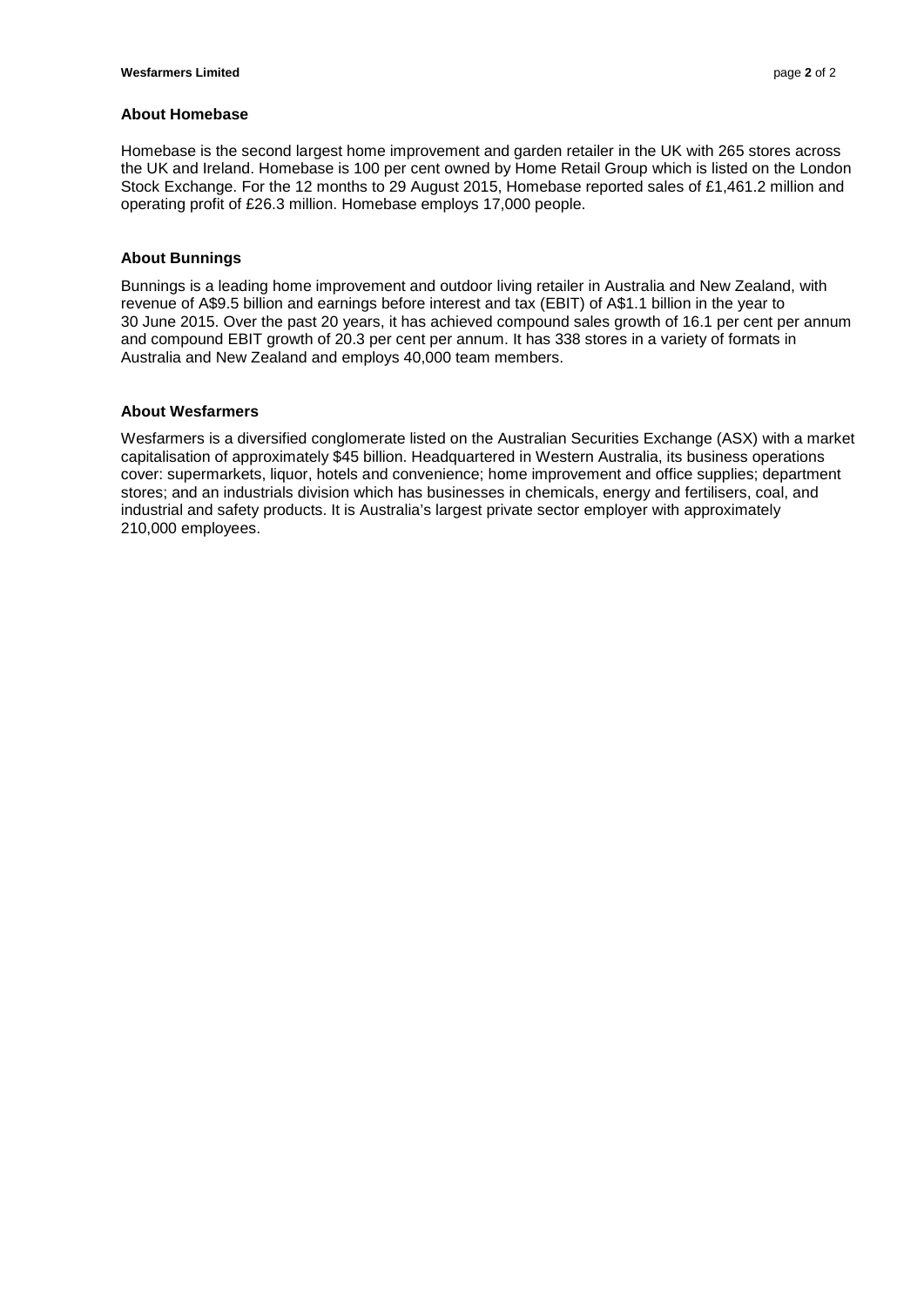## About Homebase

Homebase is the second largest home improvement and garden retailer in the UK with 265 stores across the UK and Ireland. Homebase is 100 per cent owned by Home Retail Group which is listed on the London Stock Exchange. For the 12 months to 29 August 2015, Homebase reported sales of £1,461.2 million and operating profit of £26.3 million. Homebase employs 17,000 people.

## About Bunnings

Bunnings is a leading home improvement and outdoor living retailer in Australia and New Zealand, with revenue of A$9.5 billion and earnings before interest and tax (EBIT) of A$1.1 billion in the year to 30 June 2015. Over the past 20 years, it has achieved compound sales growth of 16.1 per cent per annum and compound EBIT growth of 20.3 per cent per annum. It has 338 stores in a variety of formats in Australia and New Zealand and employs 40,000 team members.

## About Wesfarmers

Wesfarmers is a diversified conglomerate listed on the Australian Securities Exchange (ASX) with a market capitalisation of approximately $45 billion. Headquartered in Western Australia, its business operations cover: supermarkets, liquor, hotels and convenience; home improvement and office supplies; department stores; and an industrials division which has businesses in chemicals, energy and fertilisers, coal, and industrial and safety products. It is Australia's largest private sector employer with approximately 210,000 employees.